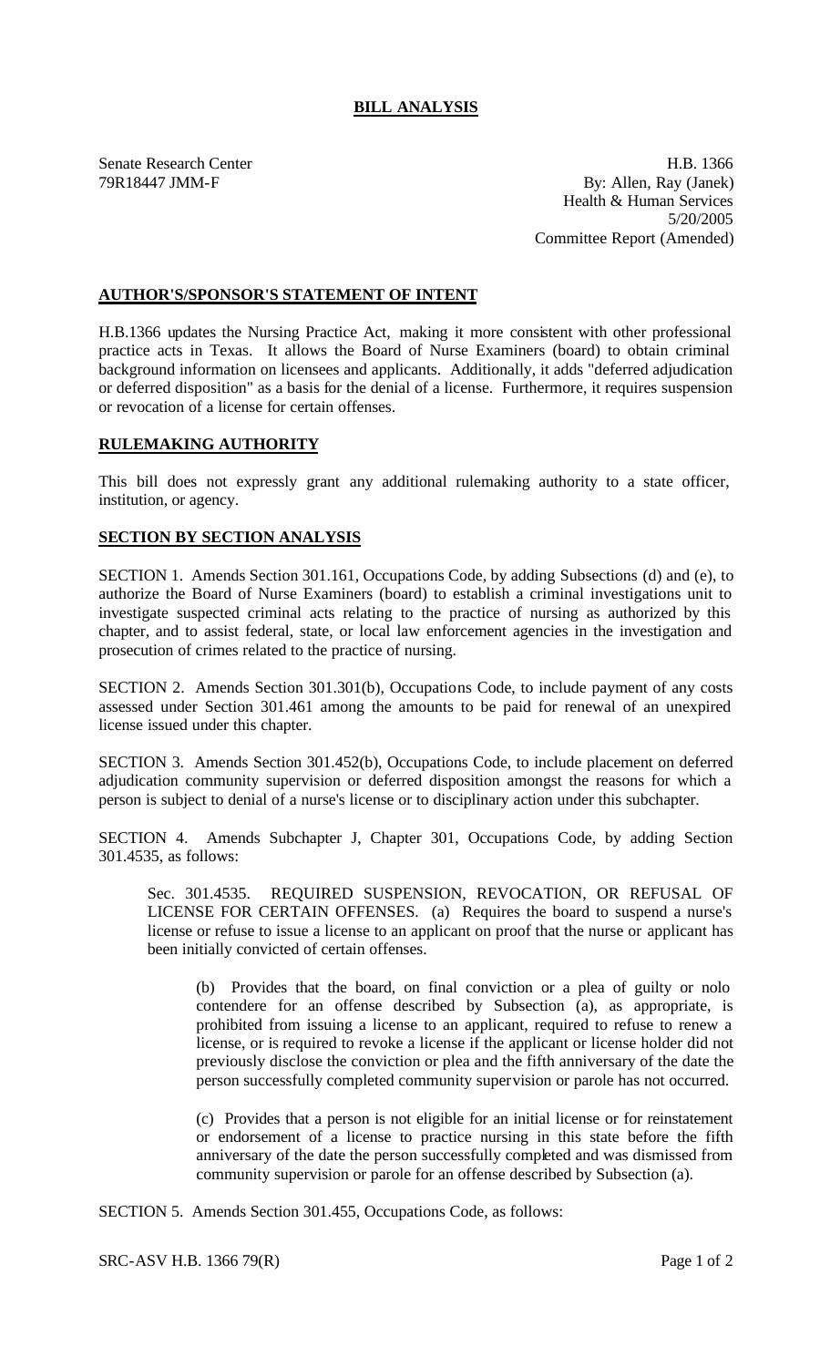# BILL ANALYSIS

Senate Research Center
79R18447 JMM-F

H.B. 1366
By: Allen, Ray (Janek)
Health & Human Services
5/20/2005
Committee Report (Amended)

## AUTHOR'S/SPONSOR'S STATEMENT OF INTENT

H.B.1366 updates the Nursing Practice Act, making it more consistent with other professional practice acts in Texas. It allows the Board of Nurse Examiners (board) to obtain criminal background information on licensees and applicants. Additionally, it adds "deferred adjudication or deferred disposition" as a basis for the denial of a license. Furthermore, it requires suspension or revocation of a license for certain offenses.

## RULEMAKING AUTHORITY

This bill does not expressly grant any additional rulemaking authority to a state officer, institution, or agency.

## SECTION BY SECTION ANALYSIS

SECTION 1. Amends Section 301.161, Occupations Code, by adding Subsections (d) and (e), to authorize the Board of Nurse Examiners (board) to establish a criminal investigations unit to investigate suspected criminal acts relating to the practice of nursing as authorized by this chapter, and to assist federal, state, or local law enforcement agencies in the investigation and prosecution of crimes related to the practice of nursing.

SECTION 2. Amends Section 301.301(b), Occupations Code, to include payment of any costs assessed under Section 301.461 among the amounts to be paid for renewal of an unexpired license issued under this chapter.

SECTION 3. Amends Section 301.452(b), Occupations Code, to include placement on deferred adjudication community supervision or deferred disposition amongst the reasons for which a person is subject to denial of a nurse's license or to disciplinary action under this subchapter.

SECTION 4. Amends Subchapter J, Chapter 301, Occupations Code, by adding Section 301.4535, as follows:

> Sec. 301.4535. REQUIRED SUSPENSION, REVOCATION, OR REFUSAL OF LICENSE FOR CERTAIN OFFENSES. (a) Requires the board to suspend a nurse's license or refuse to issue a license to an applicant on proof that the nurse or applicant has been initially convicted of certain offenses.
>
> > (b) Provides that the board, on final conviction or a plea of guilty or nolo contendere for an offense described by Subsection (a), as appropriate, is prohibited from issuing a license to an applicant, required to refuse to renew a license, or is required to revoke a license if the applicant or license holder did not previously disclose the conviction or plea and the fifth anniversary of the date the person successfully completed community supervision or parole has not occurred.
> >
> > (c) Provides that a person is not eligible for an initial license or for reinstatement or endorsement of a license to practice nursing in this state before the fifth anniversary of the date the person successfully completed and was dismissed from community supervision or parole for an offense described by Subsection (a).

SECTION 5. Amends Section 301.455, Occupations Code, as follows: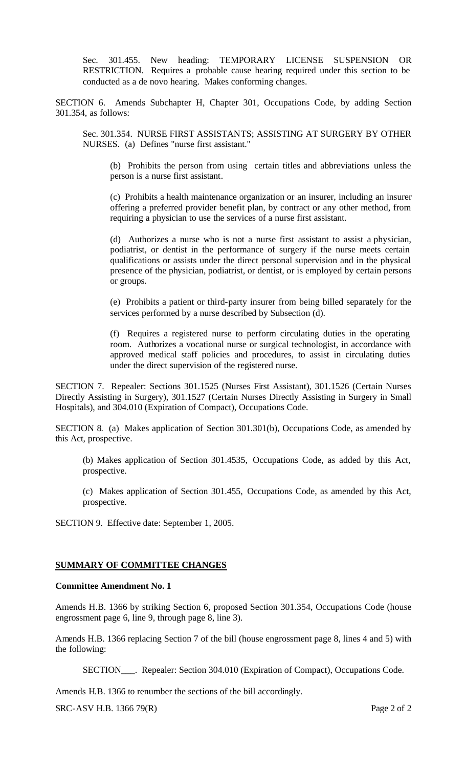Sec. 301.455. New heading: TEMPORARY LICENSE SUSPENSION OR RESTRICTION. Requires a probable cause hearing required under this section to be conducted as a de novo hearing. Makes conforming changes.

SECTION 6. Amends Subchapter H, Chapter 301, Occupations Code, by adding Section 301.354, as follows:

Sec. 301.354. NURSE FIRST ASSISTANTS; ASSISTING AT SURGERY BY OTHER NURSES. (a) Defines "nurse first assistant."

(b) Prohibits the person from using certain titles and abbreviations unless the person is a nurse first assistant.

(c) Prohibits a health maintenance organization or an insurer, including an insurer offering a preferred provider benefit plan, by contract or any other method, from requiring a physician to use the services of a nurse first assistant.

(d) Authorizes a nurse who is not a nurse first assistant to assist a physician, podiatrist, or dentist in the performance of surgery if the nurse meets certain qualifications or assists under the direct personal supervision and in the physical presence of the physician, podiatrist, or dentist, or is employed by certain persons or groups.

(e) Prohibits a patient or third-party insurer from being billed separately for the services performed by a nurse described by Subsection (d).

(f) Requires a registered nurse to perform circulating duties in the operating room. Authorizes a vocational nurse or surgical technologist, in accordance with approved medical staff policies and procedures, to assist in circulating duties under the direct supervision of the registered nurse.

SECTION 7. Repealer: Sections 301.1525 (Nurses First Assistant), 301.1526 (Certain Nurses Directly Assisting in Surgery), 301.1527 (Certain Nurses Directly Assisting in Surgery in Small Hospitals), and 304.010 (Expiration of Compact), Occupations Code.

SECTION 8. (a) Makes application of Section 301.301(b), Occupations Code, as amended by this Act, prospective.

(b) Makes application of Section 301.4535, Occupations Code, as added by this Act, prospective.

(c) Makes application of Section 301.455, Occupations Code, as amended by this Act, prospective.

SECTION 9. Effective date: September 1, 2005.

## SUMMARY OF COMMITTEE CHANGES

**Committee Amendment No. 1**

Amends H.B. 1366 by striking Section 6, proposed Section 301.354, Occupations Code (house engrossment page 6, line 9, through page 8, line 3).

Amends H.B. 1366 replacing Section 7 of the bill (house engrossment page 8, lines 4 and 5) with the following:

SECTION___. Repealer: Section 304.010 (Expiration of Compact), Occupations Code.

Amends H.B. 1366 to renumber the sections of the bill accordingly.

SRC-ASV H.B. 1366 79(R)